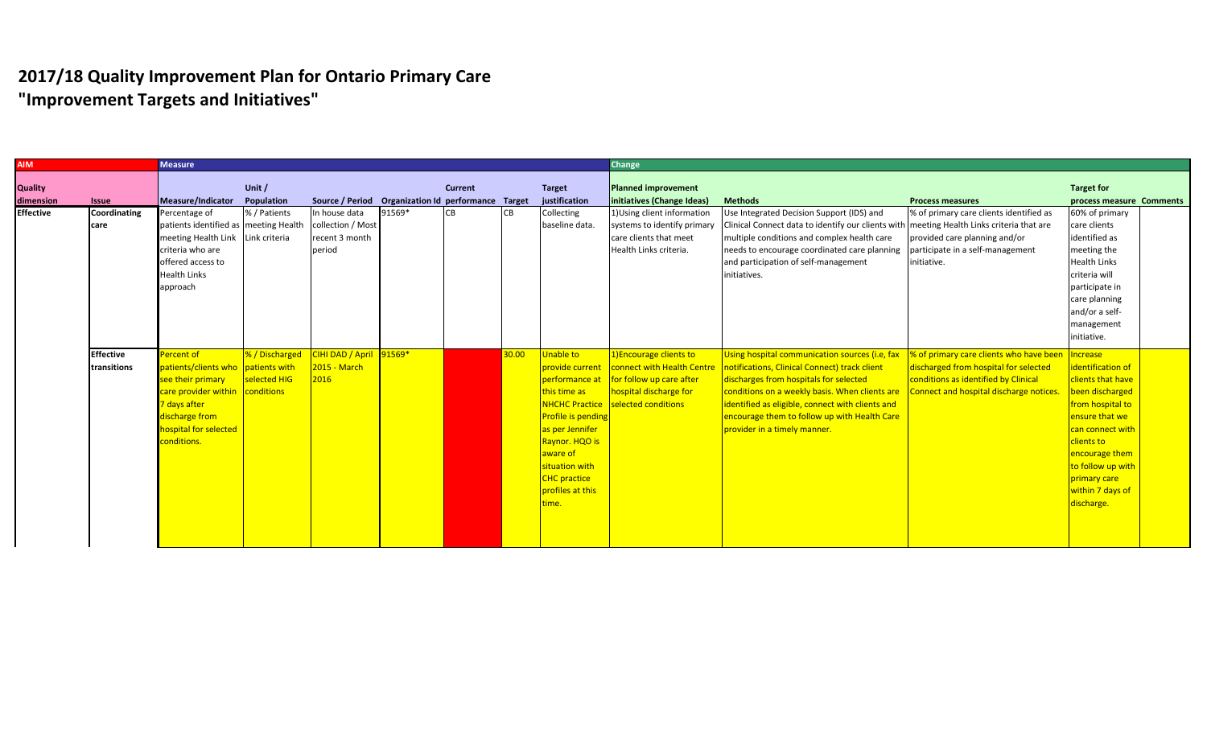# 2017/18 Quality Improvement Plan for Ontario Primary Care

# "Improvement Targets and Initiatives"

| AIM | | Measure | | | | | | | Change | | | | |
|---|---|---|---|---|---|---|---|---|---|---|---|---|---|
| Quality dimension | Issue | Measure/Indicator | Unit / Population | Source / Period | Organization Id | Current performance | Target | Target justification | Planned improvement initiatives (Change Ideas) | Methods | Process measures | Target for process measure | Comments |
| Effective | Coordinating care | Percentage of patients identified as meeting Health Link criteria who are offered access to Health Links approach | % / Patients meeting Health Link criteria | In house data collection / Most recent 3 month period | 91569* | CB | CB | Collecting baseline data. | 1)Using client information systems to identify primary care clients that meet Health Links criteria. | Use Integrated Decision Support (IDS) and Clinical Connect data to identify our clients with multiple conditions and complex health care needs to encourage coordinated care planning and participation of self-management initiatives. | % of primary care clients identified as meeting Health Links criteria that are provided care planning and/or participate in a self-management initiative. | 60% of primary care clients identified as meeting the Health Links criteria will participate in care planning and/or a self-management initiative. | |
| | Effective transitions | Percent of patients/clients who see their primary care provider within 7 days after discharge from hospital for selected conditions. | % / Discharged patients with selected HIG conditions | CIHI DAD / April 2015 - March 2016 | 91569* | | 30.00 | Unable to provide current performance at this time as NHCHC Practice Profile is pending as per Jennifer Raynor. HQO is aware of situation with CHC practice profiles at this time. | 1)Encourage clients to connect with Health Centre for follow up care after hospital discharge for selected conditions | Using hospital communication sources (i.e, fax notifications, Clinical Connect) track client discharges from hospitals for selected conditions on a weekly basis. When clients are identified as eligible, connect with clients and encourage them to follow up with Health Care provider in a timely manner. | % of primary care clients who have been discharged from hospital for selected conditions as identified by Clinical Connect and hospital discharge notices. | Increase identification of clients that have been discharged from hospital to ensure that we can connect with clients to encourage them to follow up with primary care within 7 days of discharge. | |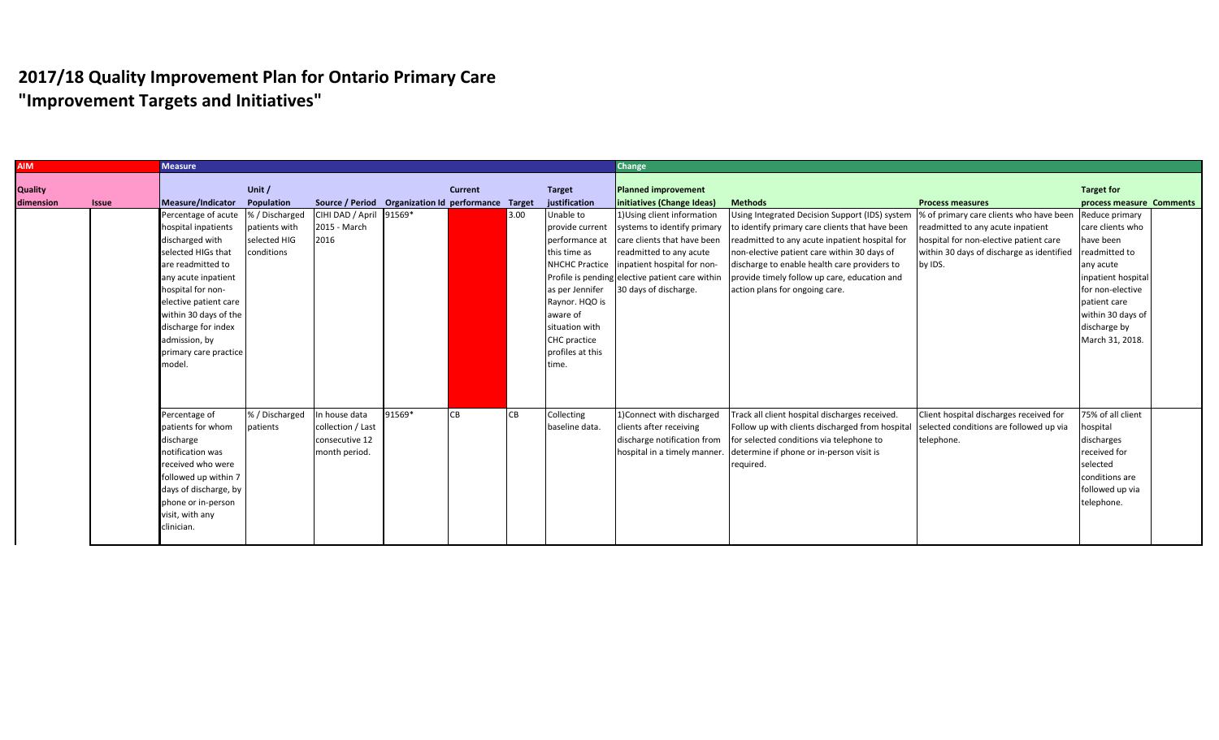# 2017/18 Quality Improvement Plan for Ontario Primary Care
# "Improvement Targets and Initiatives"

| AIM | | Measure | | | | | | | Change | | | | |
|---|---|---|---|---|---|---|---|---|---|---|---|---|---|
| Quality dimension | Issue | Measure/Indicator | Unit / Population | Source / Period | Organization Id | Current performance | Target | Target justification | Planned improvement initiatives (Change Ideas) | Methods | Process measures | Target for process measure | Comments |
| | | Percentage of acute hospital inpatients discharged with selected HIGs that are readmitted to any acute inpatient hospital for non-elective patient care within 30 days of the discharge for index admission, by primary care practice model. | % / Discharged patients with selected HIG conditions | CIHI DAD / April 2015 - March 2016 | 91569* | | 3.00 | Unable to provide current performance at this time as NHCHC Practice Profile is pending as per Jennifer Raynor. HQO is aware of situation with CHC practice profiles at this time. | 1)Using client information systems to identify primary care clients that have been readmitted to any acute inpatient hospital for non-elective patient care within 30 days of discharge. | Using Integrated Decision Support (IDS) system to identify primary care clients that have been readmitted to any acute inpatient hospital for non-elective patient care within 30 days of discharge to enable health care providers to provide timely follow up care, education and action plans for ongoing care. | % of primary care clients who have been readmitted to any acute inpatient hospital for non-elective patient care within 30 days of discharge as identified by IDS. | Reduce primary care clients who have been readmitted to any acute inpatient hospital for non-elective patient care within 30 days of discharge by March 31, 2018. | |
| | | Percentage of patients for whom discharge notification was received who were followed up within 7 days of discharge, by phone or in-person visit, with any clinician. | % / Discharged patients | In house data collection / Last consecutive 12 month period. | 91569* | CB | CB | Collecting baseline data. | 1)Connect with discharged clients after receiving discharge notification from hospital in a timely manner. | Track all client hospital discharges received. Follow up with clients discharged from hospital for selected conditions via telephone to determine if phone or in-person visit is required. | Client hospital discharges received for selected conditions are followed up via telephone. | 75% of all client hospital discharges received for selected conditions are followed up via telephone. | |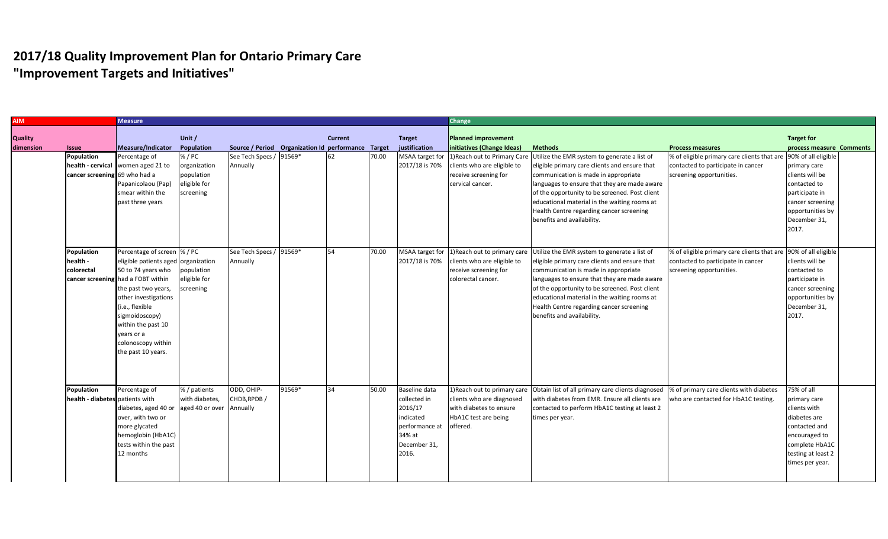# 2017/18 Quality Improvement Plan for Ontario Primary Care
# "Improvement Targets and Initiatives"

| AIM | | Measure | | | | | | | Change | | | | |
|---|---|---|---|---|---|---|---|---|---|---|---|---|---|
| Quality dimension | Issue | Measure/Indicator | Unit / Population | Source / Period | Organization Id | Current performance | Target | Target justification | Planned improvement initiatives (Change Ideas) | Methods | Process measures | Target for process measure | Comments |
| | Population health - cervical cancer screening | Percentage of women aged 21 to 69 who had a Papanicolaou (Pap) smear within the past three years | % / PC organization population eligible for screening | See Tech Specs / Annually | 91569* | 62 | 70.00 | MSAA target for 2017/18 is 70% | 1)Reach out to Primary Care clients who are eligible to receive screening for cervical cancer. | Utilize the EMR system to generate a list of eligible primary care clients and ensure that communication is made in appropriate languages to ensure that they are made aware of the opportunity to be screened. Post client educational material in the waiting rooms at Health Centre regarding cancer screening benefits and availability. | % of eligible primary care clients that are contacted to participate in cancer screening opportunities. | 90% of all eligible primary care clients will be contacted to participate in cancer screening opportunities by December 31, 2017. | |
| | Population health - colorectal cancer screening | Percentage of screen eligible patients aged 50 to 74 years who had a FOBT within the past two years, other investigations (i.e., flexible sigmoidoscopy) within the past 10 years or a colonoscopy within the past 10 years. | % / PC organization population eligible for screening | See Tech Specs / Annually | 91569* | 54 | 70.00 | MSAA target for 2017/18 is 70% | 1)Reach out to primary care clients who are eligible to receive screening for colorectal cancer. | Utilize the EMR system to generate a list of eligible primary care clients and ensure that communication is made in appropriate languages to ensure that they are made aware of the opportunity to be screened. Post client educational material in the waiting rooms at Health Centre regarding cancer screening benefits and availability. | % of eligible primary care clients that are contacted to participate in cancer screening opportunities. | 90% of all eligible clients will be contacted to participate in cancer screening opportunities by December 31, 2017. | |
| | Population health - diabetes | Percentage of patients with diabetes, aged 40 or over, with two or more glycated hemoglobin (HbA1C) tests within the past 12 months | % / patients with diabetes, aged 40 or over | ODD, OHIP-CHDB,RPDB / Annually | 91569* | 34 | 50.00 | Baseline data collected in 2016/17 indicated performance at 34% at December 31, 2016. | 1)Reach out to primary care clients who are diagnosed with diabetes to ensure HbA1C test are being offered. | Obtain list of all primary care clients diagnosed with diabetes from EMR. Ensure all clients are contacted to perform HbA1C testing at least 2 times per year. | % of primary care clients with diabetes who are contacted for HbA1C testing. | 75% of all primary care clients with diabetes are contacted and encouraged to complete HbA1C testing at least 2 times per year. | |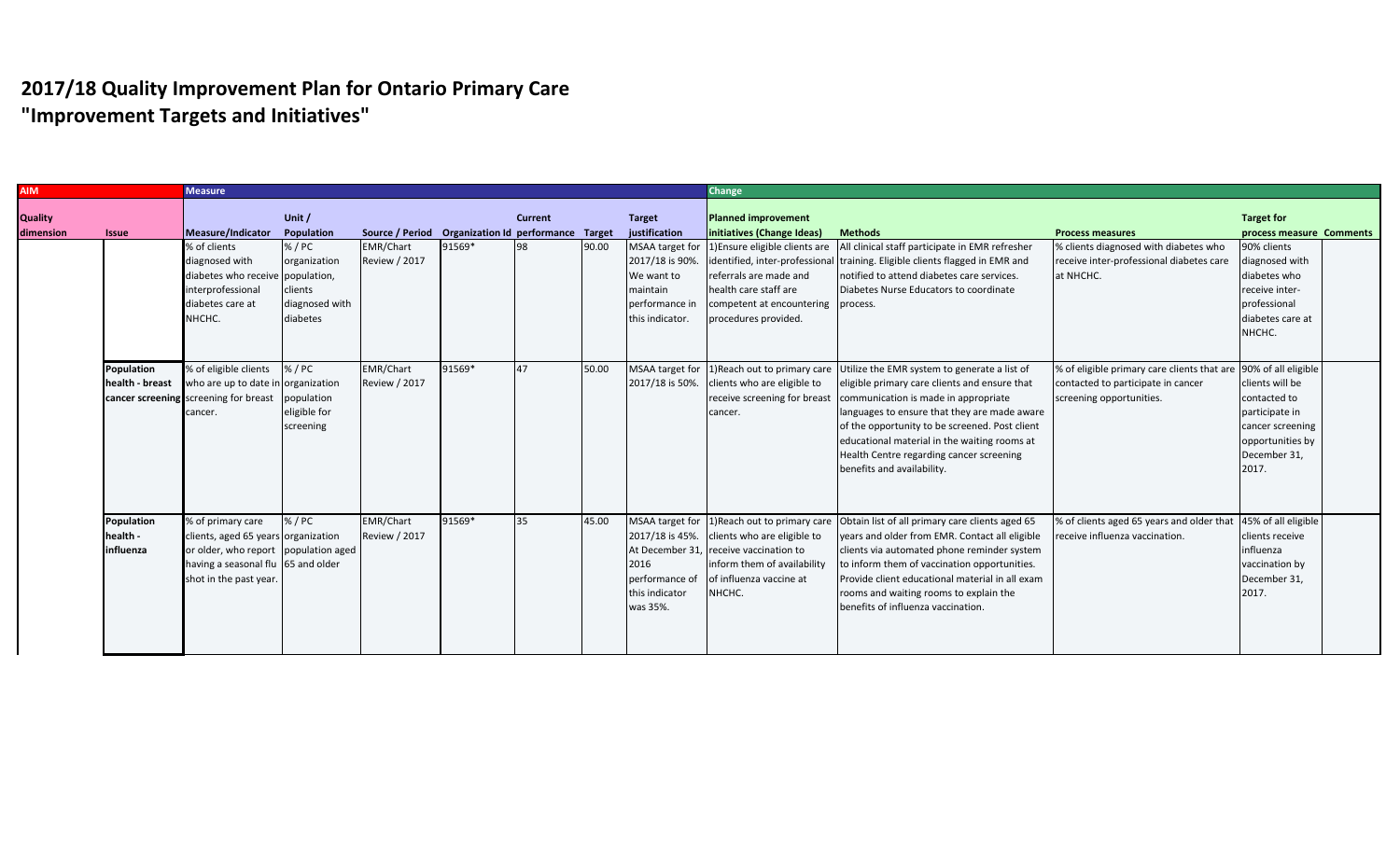# 2017/18 Quality Improvement Plan for Ontario Primary Care
# "Improvement Targets and Initiatives"

| AIM | | Measure | | | | | | | Change | | | | |
|---|---|---|---|---|---|---|---|---|---|---|---|---|---|
| Quality dimension | Issue | Measure/Indicator | Unit / Population | Source / Period | Organization Id | Current performance | Target | Target justification | Planned improvement initiatives (Change Ideas) | Methods | Process measures | Target for process measure | Comments |
| | | % of clients diagnosed with diabetes who receive interprofessional diabetes care at NHCHC. | % / PC organization population, clients diagnosed with diabetes | EMR/Chart Review / 2017 | 91569* | 98 | 90.00 | MSAA target for 2017/18 is 90%. We want to maintain performance in this indicator. | 1)Ensure eligible clients are identified, inter-professional referrals are made and health care staff are competent at encountering procedures provided. | All clinical staff participate in EMR refresher training. Eligible clients flagged in EMR and notified to attend diabetes care services. Diabetes Nurse Educators to coordinate process. | % clients diagnosed with diabetes who receive inter-professional diabetes care at NHCHC. | 90% clients diagnosed with diabetes who receive inter-professional diabetes care at NHCHC. | |
| | Population health - breast cancer screening | % of eligible clients who are up to date in screening for breast cancer. | % / PC organization population eligible for screening | EMR/Chart Review / 2017 | 91569* | 47 | 50.00 | MSAA target for 2017/18 is 50%. | 1)Reach out to primary care clients who are eligible to receive screening for breast cancer. | Utilize the EMR system to generate a list of eligible primary care clients and ensure that communication is made in appropriate languages to ensure that they are made aware of the opportunity to be screened. Post client educational material in the waiting rooms at Health Centre regarding cancer screening benefits and availability. | % of eligible primary care clients that are contacted to participate in cancer screening opportunities. | 90% of all eligible clients will be contacted to participate in cancer screening opportunities by December 31, 2017. | |
| | Population health - influenza | % of primary care clients, aged 65 years or older, who report having a seasonal flu shot in the past year. | % / PC organization population aged 65 and older | EMR/Chart Review / 2017 | 91569* | 35 | 45.00 | MSAA target for 2017/18 is 45%. At December 31, 2016 performance of this indicator was 35%. | 1)Reach out to primary care clients who are eligible to receive vaccination to inform them of availability of influenza vaccine at NHCHC. | Obtain list of all primary care clients aged 65 years and older from EMR. Contact all eligible clients via automated phone reminder system to inform them of vaccination opportunities. Provide client educational material in all exam rooms and waiting rooms to explain the benefits of influenza vaccination. | % of clients aged 65 years and older that receive influenza vaccination. | 45% of all eligible clients receive influenza vaccination by December 31, 2017. | |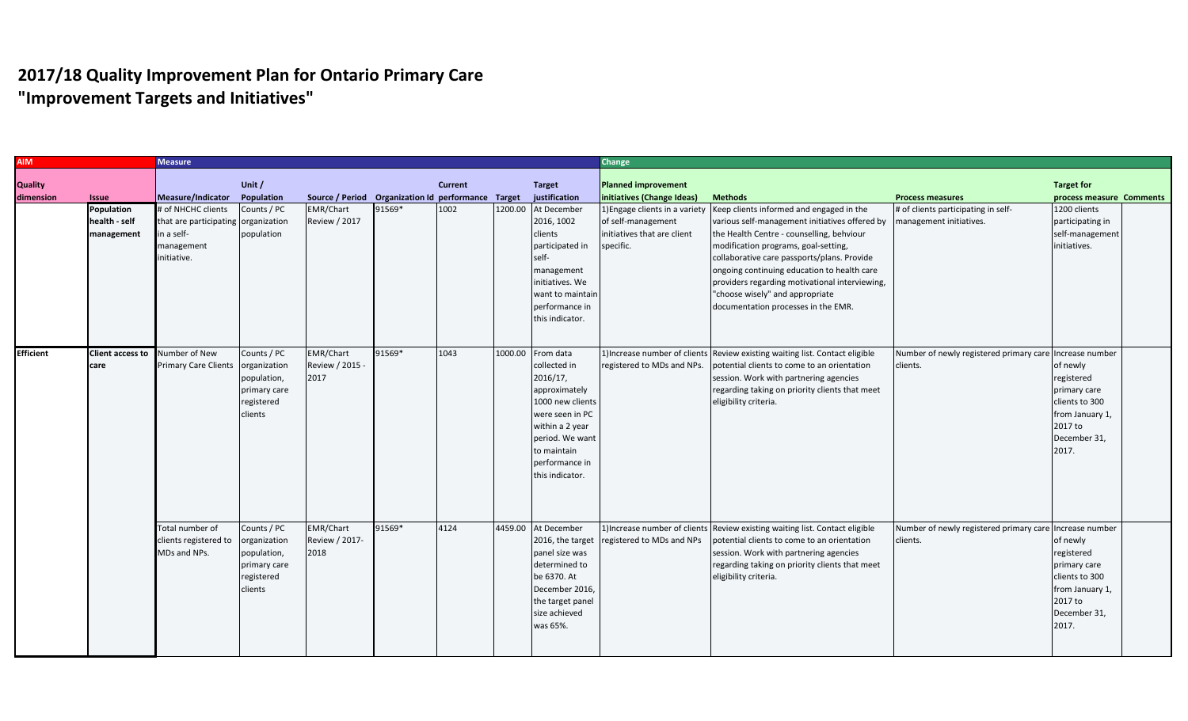# 2017/18 Quality Improvement Plan for Ontario Primary Care
# "Improvement Targets and Initiatives"

| AIM | | Measure | | | | | | | Change | | | | |
|---|---|---|---|---|---|---|---|---|---|---|---|---|---|
| Quality dimension | Issue | Measure/Indicator | Unit / Population | Source / Period | Organization Id | Current performance | Target | Target justification | Planned improvement initiatives (Change Ideas) | Methods | Process measures | Target for process measure | Comments |
| | Population health - self management | # of NHCHC clients that are participating in a self-management initiative. | Counts / PC organization population | EMR/Chart Review / 2017 | 91569* | 1002 | 1200.00 | At December 2016, 1002 clients participated in self-management initiatives. We want to maintain performance in this indicator. | 1)Engage clients in a variety of self-management initiatives that are client specific. | Keep clients informed and engaged in the various self-management initiatives offered by the Health Centre - counselling, behviour modification programs, goal-setting, collaborative care passports/plans. Provide ongoing continuing education to health care providers regarding motivational interviewing, "choose wisely" and appropriate documentation processes in the EMR. | # of clients participating in self-management initiatives. | 1200 clients participating in self-management initiatives. | |
| Efficient | Client access to care | Number of New Primary Care Clients | Counts / PC organization population, primary care registered clients | EMR/Chart Review / 2015 - 2017 | 91569* | 1043 | 1000.00 | From data collected in 2016/17, approximately 1000 new clients were seen in PC within a 2 year period. We want to maintain performance in this indicator. | 1)Increase number of clients registered to MDs and NPs. | Review existing waiting list. Contact eligible potential clients to come to an orientation session. Work with partnering agencies regarding taking on priority clients that meet eligibility criteria. | Number of newly registered primary care clients. | Increase number of newly registered primary care clients to 300 from January 1, 2017 to December 31, 2017. | |
| | | Total number of clients registered to MDs and NPs. | Counts / PC organization population, primary care registered clients | EMR/Chart Review / 2017-2018 | 91569* | 4124 | 4459.00 | At December 2016, the target panel size was determined to be 6370. At December 2016, the target panel size achieved was 65%. | 1)Increase number of clients registered to MDs and NPs | Review existing waiting list. Contact eligible potential clients to come to an orientation session. Work with partnering agencies regarding taking on priority clients that meet eligibility criteria. | Number of newly registered primary care clients. | Increase number of newly registered primary care clients to 300 from January 1, 2017 to December 31, 2017. | |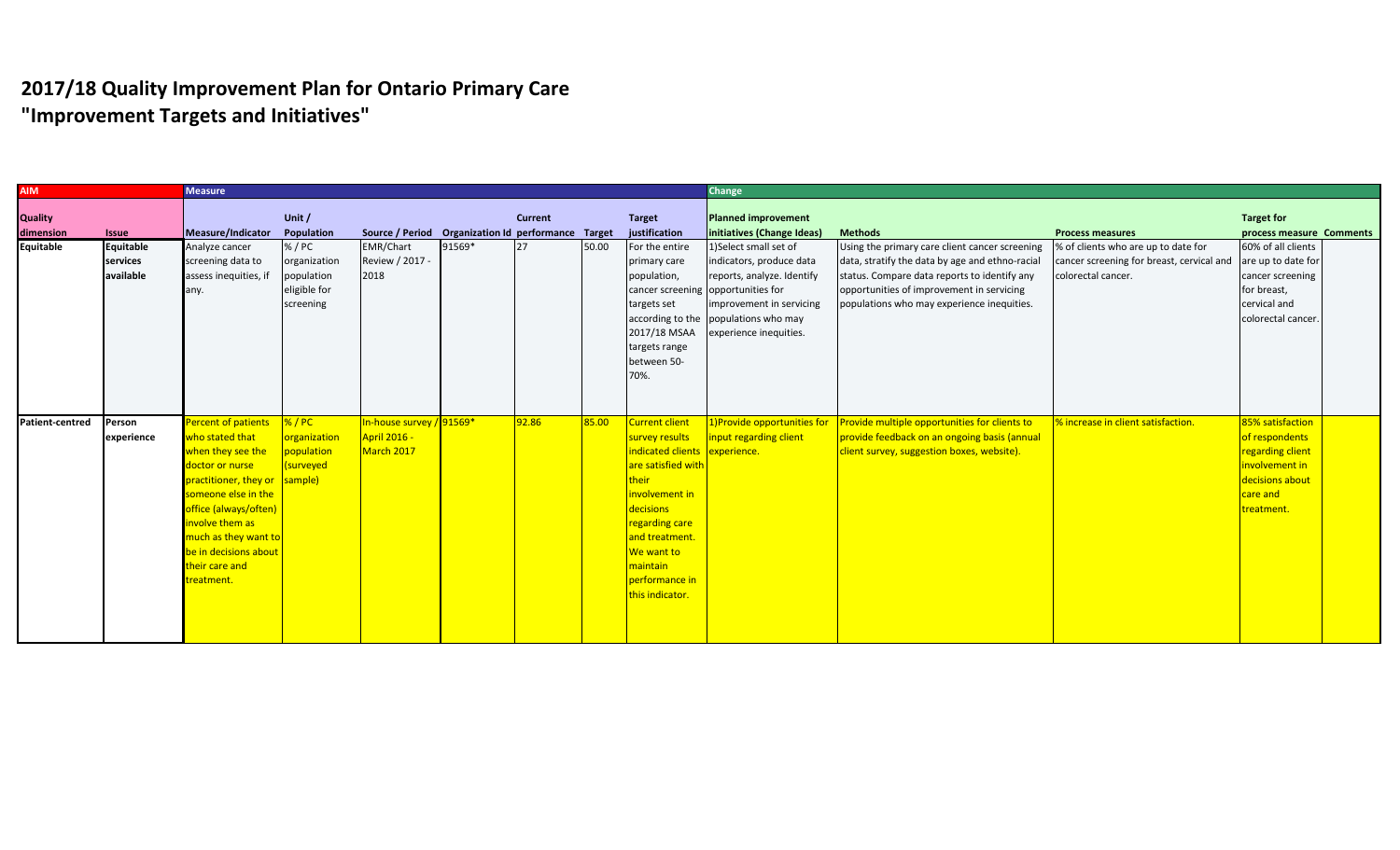# 2017/18 Quality Improvement Plan for Ontario Primary Care
# "Improvement Targets and Initiatives"

| AIM | | Measure | | | | | | | Change | | | | |
|---|---|---|---|---|---|---|---|---|---|---|---|---|---|
| Quality dimension | Issue | Measure/Indicator | Unit / Population | Source / Period | Organization Id | Current performance | Target | Target justification | Planned improvement initiatives (Change Ideas) | Methods | Process measures | Target for process measure | Comments |
| Equitable | Equitable services available | Analyze cancer screening data to assess inequities, if any. | % / PC organization population eligible for screening | EMR/Chart Review / 2017 - 2018 | 91569* | 27 | 50.00 | For the entire primary care population, cancer screening targets set according to the 2017/18 MSAA targets range between 50-70%. | 1)Select small set of indicators, produce data reports, analyze. Identify opportunities for improvement in servicing populations who may experience inequities. | Using the primary care client cancer screening data, stratify the data by age and ethno-racial status. Compare data reports to identify any opportunities of improvement in servicing populations who may experience inequities. | % of clients who are up to date for cancer screening for breast, cervical and colorectal cancer. | 60% of all clients are up to date for cancer screening for breast, cervical and colorectal cancer. | |
| Patient-centred | Person experience | Percent of patients who stated that when they see the doctor or nurse practitioner, they or someone else in the office (always/often) involve them as much as they want to be in decisions about their care and treatment. | % / PC organization population (surveyed sample) | In-house survey / April 2016 - March 2017 | 91569* | 92.86 | 85.00 | Current client survey results indicated clients are satisfied with their involvement in decisions regarding care and treatment. We want to maintain performance in this indicator. | 1)Provide opportunities for input regarding client experience. | Provide multiple opportunities for clients to provide feedback on an ongoing basis (annual client survey, suggestion boxes, website). | % increase in client satisfaction. | 85% satisfaction of respondents regarding client involvement in decisions about care and treatment. | |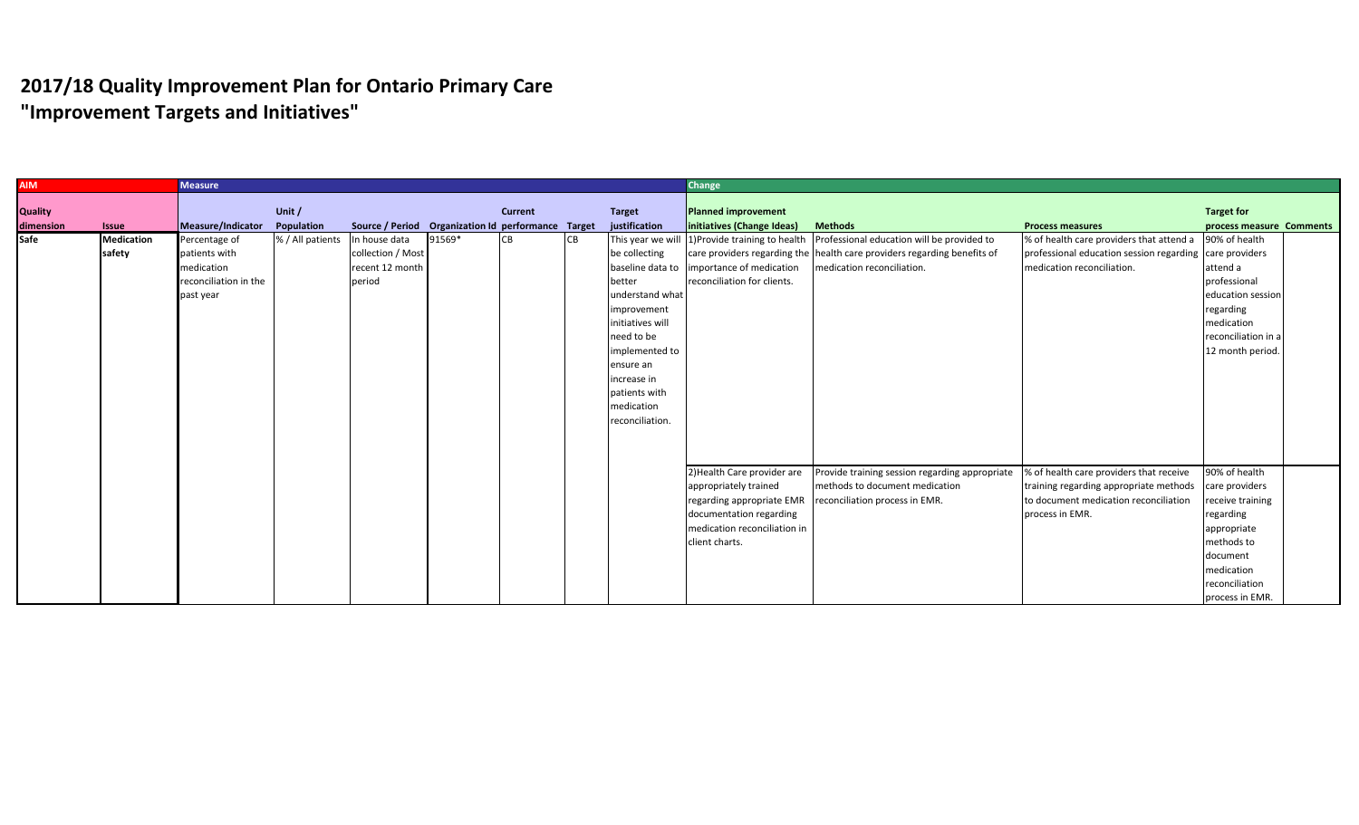# 2017/18 Quality Improvement Plan for Ontario Primary Care
# "Improvement Targets and Initiatives"

| AIM | | Measure | | | | | | | Change | | | | |
|---|---|---|---|---|---|---|---|---|---|---|---|---|---|
| Quality dimension | Issue | Measure/Indicator | Unit / Population | Source / Period | Organization Id | Current performance | Target | Target justification | Planned improvement initiatives (Change Ideas) | Methods | Process measures | Target for process measure | Comments |
| Safe | Medication safety | Percentage of patients with medication reconciliation in the past year | % / All patients | In house data collection / Most recent 12 month period | 91569* | CB | CB | This year we will be collecting baseline data to better understand what improvement initiatives will need to be implemented to ensure an increase in patients with medication reconciliation. | 1)Provide training to health care providers regarding the importance of medication reconciliation for clients. | Professional education will be provided to health care providers regarding benefits of medication reconciliation. | % of health care providers that attend a professional education session regarding medication reconciliation. | 90% of health care providers attend a professional education session regarding medication reconciliation in a 12 month period. | |
| | | | | | | | | | 2)Health Care provider are appropriately trained regarding appropriate EMR documentation regarding medication reconciliation in client charts. | Provide training session regarding appropriate methods to document medication reconciliation process in EMR. | % of health care providers that receive training regarding appropriate methods to document medication reconciliation process in EMR. | 90% of health care providers receive training regarding appropriate methods to document medication reconciliation process in EMR. | |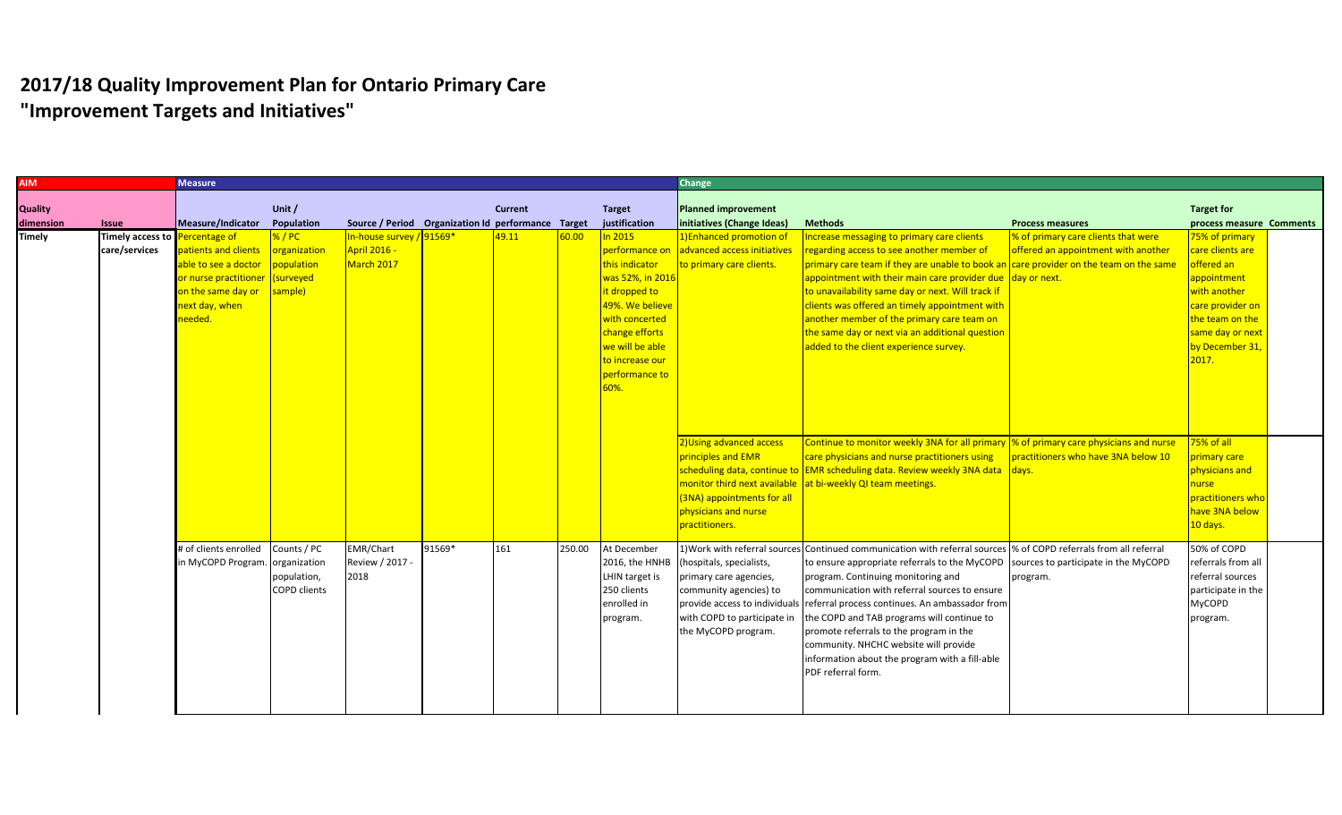# 2017/18 Quality Improvement Plan for Ontario Primary Care
# "Improvement Targets and Initiatives"

| AIM | | Measure | | | | | | | Change | | | | |
|---|---|---|---|---|---|---|---|---|---|---|---|---|---|
| Quality dimension | Issue | Measure/Indicator | Unit / Population | Source / Period | Organization Id | Current performance | Target | Target justification | Planned improvement initiatives (Change Ideas) | Methods | Process measures | Target for process measure | Comments |
| Timely | Timely access to care/services | Percentage of patients and clients able to see a doctor or nurse practitioner on the same day or next day, when needed. | % / PC organization population (surveyed sample) | In-house survey / April 2016 - March 2017 | 91569* | 49.11 | 60.00 | In 2015 performance on this indicator was 52%, in 2016 it dropped to 49%. We believe with concerted change efforts we will be able to increase our performance to 60%. | 1)Enhanced promotion of advanced access initiatives to primary care clients. | Increase messaging to primary care clients regarding access to see another member of primary care team if they are unable to book an appointment with their main care provider due to unavailability same day or next. Will track if clients was offered an timely appointment with another member of the primary care team on the same day or next via an additional question added to the client experience survey. | % of primary care clients that were offered an appointment with another care provider on the team on the same day or next. | 75% of primary care clients are offered an appointment with another care provider on the team on the same day or next by December 31, 2017. | |
| | | | | | | | | | 2)Using advanced access principles and EMR scheduling data, continue to monitor third next available (3NA) appointments for all physicians and nurse practitioners. | Continue to monitor weekly 3NA for all primary care physicians and nurse practitioners using EMR scheduling data. Review weekly 3NA data at bi-weekly QI team meetings. | % of primary care physicians and nurse practitioners who have 3NA below 10 days. | 75% of all primary care physicians and nurse practitioners who have 3NA below 10 days. | |
| | | # of clients enrolled in MyCOPD Program. | Counts / PC organization population, COPD clients | EMR/Chart Review / 2017 - 2018 | 91569* | 161 | 250.00 | At December 2016, the HNHB LHIN target is 250 clients enrolled in program. | 1)Work with referral sources (hospitals, specialists, primary care agencies, community agencies) to provide access to individuals with COPD to participate in the MyCOPD program. | Continued communication with referral sources to ensure appropriate referrals to the MyCOPD program. Continuing monitoring and communication with referral sources to ensure referral process continues. An ambassador from the COPD and TAB programs will continue to promote referrals to the program in the community. NHCHC website will provide information about the program with a fill-able PDF referral form. | % of COPD referrals from all referral sources to participate in the MyCOPD program. | 50% of COPD referrals from all referral sources participate in the MyCOPD program. | |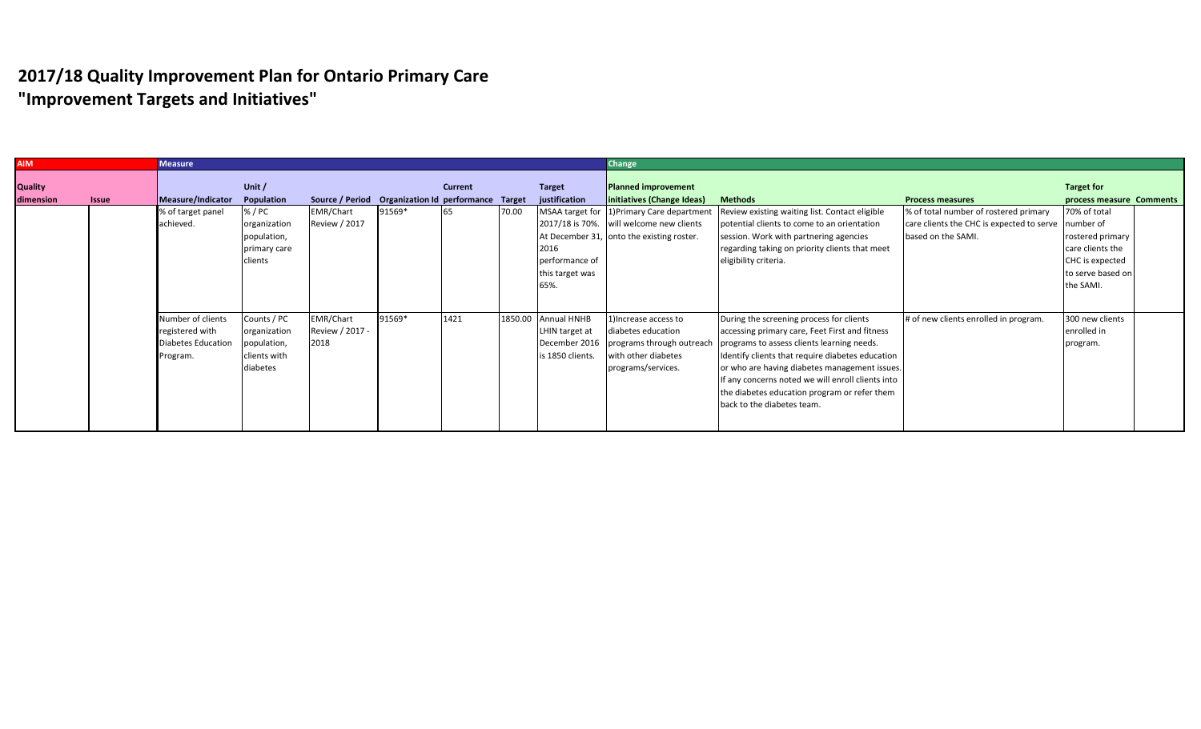# 2017/18 Quality Improvement Plan for Ontario Primary Care
# "Improvement Targets and Initiatives"

| AIM | | Measure | | | | | | | Change | | | | |
|---|---|---|---|---|---|---|---|---|---|---|---|---|---|
| **Quality dimension** | **Issue** | **Measure/Indicator** | **Unit / Population** | **Source / Period** | **Organization Id** | **Current performance** | **Target** | **Target justification** | **Planned improvement initiatives (Change Ideas)** | **Methods** | **Process measures** | **Target for process measure** | **Comments** |
| | | % of target panel achieved. | % / PC organization population, primary care clients | EMR/Chart Review / 2017 | 91569* | 65 | 70.00 | MSAA target for 2017/18 is 70%. At December 31, 2016 performance of this target was 65%. | 1)Primary Care department will welcome new clients onto the existing roster. | Review existing waiting list. Contact eligible potential clients to come to an orientation session. Work with partnering agencies regarding taking on priority clients that meet eligibility criteria. | % of total number of rostered primary care clients the CHC is expected to serve based on the SAMI. | 70% of total number of rostered primary care clients the CHC is expected to serve based on the SAMI. | |
| | | Number of clients registered with Diabetes Education Program. | Counts / PC organization population, clients with diabetes | EMR/Chart Review / 2017 - 2018 | 91569* | 1421 | 1850.00 | Annual HNHB LHIN target at December 2016 is 1850 clients. | 1)Increase access to diabetes education programs through outreach with other diabetes programs/services. | During the screening process for clients accessing primary care, Feet First and fitness programs to assess clients learning needs. Identify clients that require diabetes education or who are having diabetes management issues. If any concerns noted we will enroll clients into the diabetes education program or refer them back to the diabetes team. | # of new clients enrolled in program. | 300 new clients enrolled in program. | |